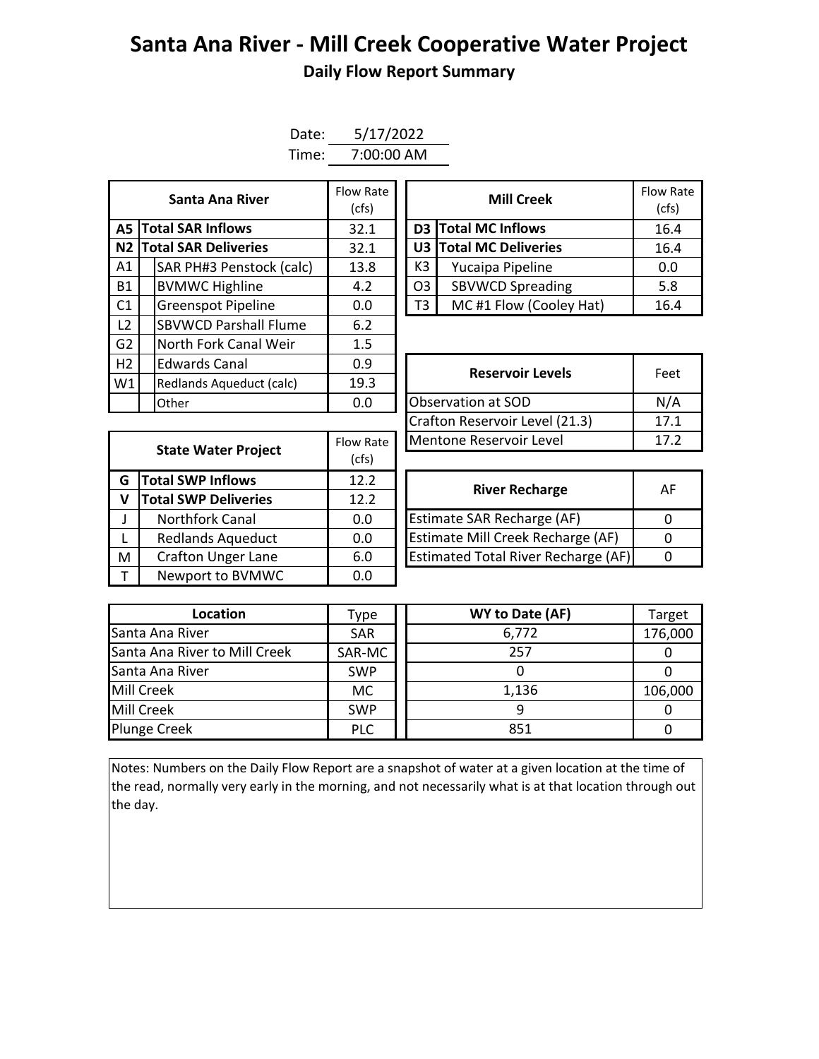# Santa Ana River - Mill Creek Cooperative Water Project

## Daily Flow Report Summary

Date: 5/17/2022

Time: 7:00:00 AM

| | Santa Ana River | Flow Rate (cfs) |
|---|---|---|
| A5 | **Total SAR Inflows** | 32.1 |
| N2 | **Total SAR Deliveries** | 32.1 |
| A1 | SAR PH#3 Penstock (calc) | 13.8 |
| B1 | BVMWC Highline | 4.2 |
| C1 | Greenspot Pipeline | 0.0 |
| L2 | SBVWCD Parshall Flume | 6.2 |
| G2 | North Fork Canal Weir | 1.5 |
| H2 | Edwards Canal | 0.9 |
| W1 | Redlands Aqueduct (calc) | 19.3 |
| | Other | 0.0 |

| | Mill Creek | Flow Rate (cfs) |
|---|---|---|
| D3 | **Total MC Inflows** | 16.4 |
| U3 | **Total MC Deliveries** | 16.4 |
| K3 | Yucaipa Pipeline | 0.0 |
| O3 | SBVWCD Spreading | 5.8 |
| T3 | MC #1 Flow (Cooley Hat) | 16.4 |

| Reservoir Levels | Feet |
|---|---|
| Observation at SOD | N/A |
| Crafton Reservoir Level (21.3) | 17.1 |
| Mentone Reservoir Level | 17.2 |

| | State Water Project | Flow Rate (cfs) |
|---|---|---|
| G | **Total SWP Inflows** | 12.2 |
| V | **Total SWP Deliveries** | 12.2 |
| J | Northfork Canal | 0.0 |
| L | Redlands Aqueduct | 0.0 |
| M | Crafton Unger Lane | 6.0 |
| T | Newport to BVMWC | 0.0 |

| River Recharge | AF |
|---|---|
| Estimate SAR Recharge (AF) | 0 |
| Estimate Mill Creek Recharge (AF) | 0 |
| Estimated Total River Recharge (AF) | 0 |

| Location | Type | WY to Date (AF) | Target |
|---|---|---|---|
| Santa Ana River | SAR | 6,772 | 176,000 |
| Santa Ana River to Mill Creek | SAR-MC | 257 | 0 |
| Santa Ana River | SWP | 0 | 0 |
| Mill Creek | MC | 1,136 | 106,000 |
| Mill Creek | SWP | 9 | 0 |
| Plunge Creek | PLC | 851 | 0 |

Notes: Numbers on the Daily Flow Report are a snapshot of water at a given location at the time of the read, normally very early in the morning, and not necessarily what is at that location through out the day.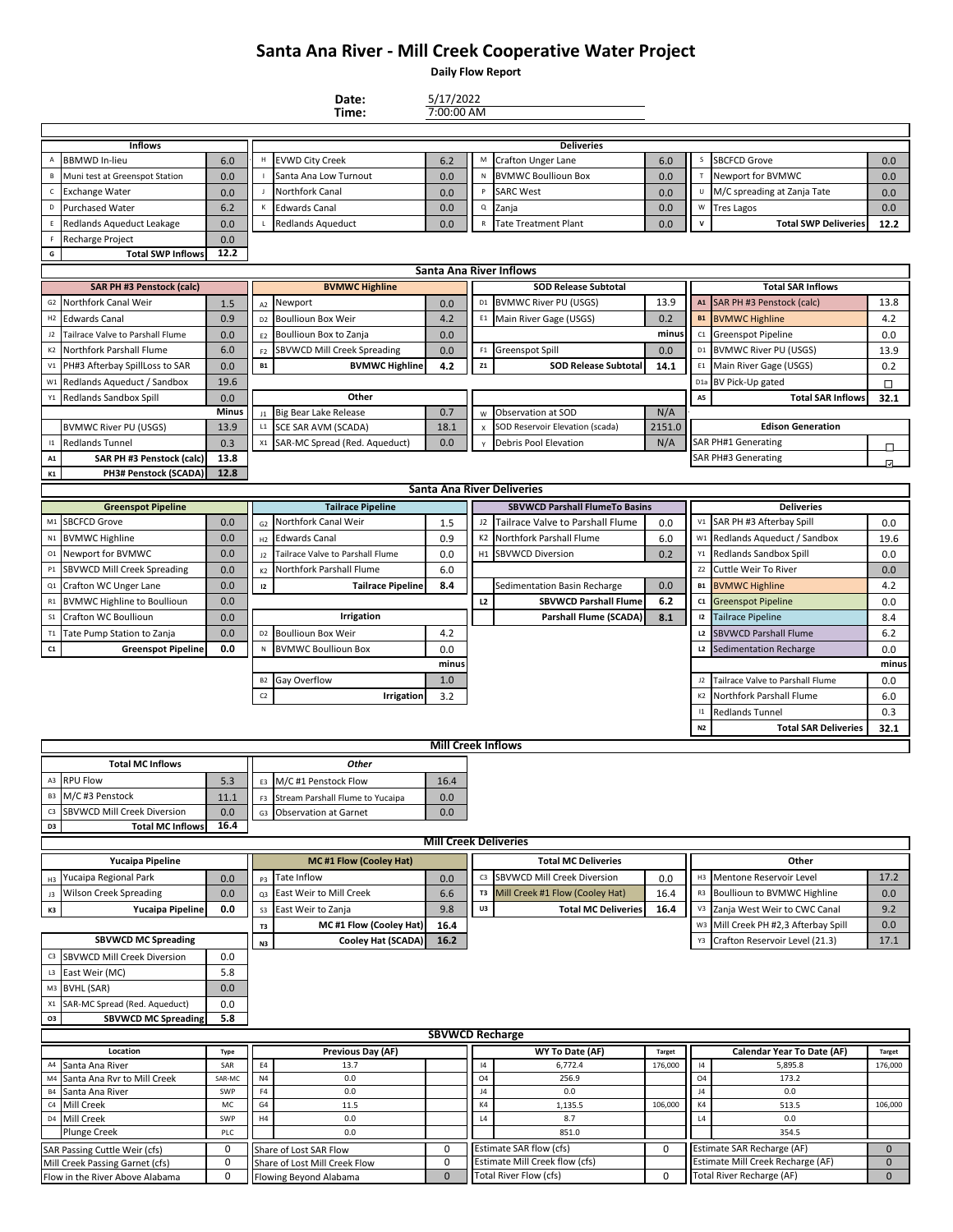# Santa Ana River - Mill Creek Cooperative Water Project

**Daily Flow Report**

**Date:** 5/17/2022
**Time:** 7:00:00 AM

## Inflows

| | Inflows | |
|---|---|---|
| A | BBMWD In-lieu | 6.0 |
| B | Muni test at Greenspot Station | 0.0 |
| C | Exchange Water | 0.0 |
| D | Purchased Water | 6.2 |
| E | Redlands Aqueduct Leakage | 0.0 |
| F | Recharge Project | 0.0 |
| G | **Total SWP Inflows** | **12.2** |

## Deliveries

| | | | | | | | | |
|---|---|---|---|---|---|---|---|---|
| H | EVWD City Creek | 6.2 | M | Crafton Unger Lane | 6.0 | S | SBCFCD Grove | 0.0 |
| I | Santa Ana Low Turnout | 0.0 | N | BVMWC Boullioun Box | 0.0 | T | Newport for BVMWC | 0.0 |
| J | Northfork Canal | 0.0 | P | SARC West | 0.0 | U | M/C spreading at Zanja Tate | 0.0 |
| K | Edwards Canal | 0.0 | Q | Zanja | 0.0 | W | Tres Lagos | 0.0 |
| L | Redlands Aqueduct | 0.0 | R | Tate Treatment Plant | 0.0 | V | **Total SWP Deliveries** | **12.2** |

## Santa Ana River Inflows

| | SAR PH #3 Penstock (calc) | |
|---|---|---|
| G2 | Northfork Canal Weir | 1.5 |
| H2 | Edwards Canal | 0.9 |
| J2 | Tailrace Valve to Parshall Flume | 0.0 |
| K2 | Northfork Parshall Flume | 6.0 |
| V1 | PH#3 Afterbay SpillLoss to SAR | 0.0 |
| W1 | Redlands Aqueduct / Sandbox | 19.6 |
| Y1 | Redlands Sandbox Spill | 0.0 |
| | | **Minus** |
| | BVMWC River PU (USGS) | 13.9 |
| I1 | Redlands Tunnel | 0.3 |
| A1 | **SAR PH #3 Penstock (calc)** | **13.8** |
| K1 | **PH3# Penstock (SCADA)** | **12.8** |

| | BVMWC Highline | |
|---|---|---|
| A2 | Newport | 0.0 |
| D2 | Boullioun Box Weir | 4.2 |
| E2 | Boullioun Box to Zanja | 0.0 |
| F2 | SBVWCD Mill Creek Spreading | 0.0 |
| B1 | **BVMWC Highline** | **4.2** |

| | Other | |
|---|---|---|
| J1 | Big Bear Lake Release | 0.7 |
| L1 | SCE SAR AVM (SCADA) | 18.1 |
| X1 | SAR-MC Spread (Red. Aqueduct) | 0.0 |

| | SOD Release Subtotal | |
|---|---|---|
| D1 | BVMWC River PU (USGS) | 13.9 |
| E1 | Main River Gage (USGS) | 0.2 |
| | | **minus** |
| F1 | Greenspot Spill | 0.0 |
| Z1 | **SOD Release Subtotal** | **14.1** |
| W | Observation at SOD | N/A |
| X | SOD Reservoir Elevation (scada) | 2151.0 |
| Y | Debris Pool Elevation | N/A |

| | Total SAR Inflows | |
|---|---|---|
| A1 | SAR PH #3 Penstock (calc) | 13.8 |
| B1 | BVMWC Highline | 4.2 |
| C1 | Greenspot Pipeline | 0.0 |
| D1 | BVMWC River PU (USGS) | 13.9 |
| E1 | Main River Gage (USGS) | 0.2 |
| D1a | BV Pick-Up gated | ☐ |
| A5 | **Total SAR Inflows** | **32.1** |

| Edison Generation | |
|---|---|
| SAR PH#1 Generating | ☐ |
| SAR PH#3 Generating | ☑ |

## Santa Ana River Deliveries

| | Greenspot Pipeline | |
|---|---|---|
| M1 | SBCFCD Grove | 0.0 |
| N1 | BVMWC Highline | 0.0 |
| O1 | Newport for BVMWC | 0.0 |
| P1 | SBVWCD Mill Creek Spreading | 0.0 |
| Q1 | Crafton WC Unger Lane | 0.0 |
| R1 | BVMWC Highline to Boullioun | 0.0 |
| S1 | Crafton WC Boullioun | 0.0 |
| T1 | Tate Pump Station to Zanja | 0.0 |
| C1 | **Greenspot Pipeline** | **0.0** |

| | Tailrace Pipeline | |
|---|---|---|
| G2 | Northfork Canal Weir | 1.5 |
| H2 | Edwards Canal | 0.9 |
| J2 | Tailrace Valve to Parshall Flume | 0.0 |
| K2 | Northfork Parshall Flume | 6.0 |
| I2 | **Tailrace Pipeline** | **8.4** |

| | Irrigation | |
|---|---|---|
| D2 | Boullioun Box Weir | 4.2 |
| N | BVMWC Boullioun Box | 0.0 |
| | | **minus** |
| B2 | Gay Overflow | 1.0 |
| C2 | **Irrigation** | **3.2** |

| | SBVWCD Parshall FlumeTo Basins | |
|---|---|---|
| J2 | Tailrace Valve to Parshall Flume | 0.0 |
| K2 | Northfork Parshall Flume | 6.0 |
| H1 | SBVWCD Diversion | 0.2 |
| | Sedimentation Basin Recharge | 0.0 |
| L2 | **SBVWCD Parshall Flume** | **6.2** |
| | **Parshall Flume (SCADA)** | **8.1** |

| | Deliveries | |
|---|---|---|
| V1 | SAR PH #3 Afterbay Spill | 0.0 |
| W1 | Redlands Aqueduct / Sandbox | 19.6 |
| Y1 | Redlands Sandbox Spill | 0.0 |
| Z2 | Cuttle Weir To River | 0.0 |
| B1 | BVMWC Highline | 4.2 |
| C1 | Greenspot Pipeline | 0.0 |
| I2 | Tailrace Pipeline | 8.4 |
| L2 | SBVWCD Parshall Flume | 6.2 |
| L2 | Sedimentation Recharge | 0.0 |
| | | **minus** |
| J2 | Tailrace Valve to Parshall Flume | 0.0 |
| K2 | Northfork Parshall Flume | 6.0 |
| I1 | Redlands Tunnel | 0.3 |
| N2 | **Total SAR Deliveries** | **32.1** |

## Mill Creek Inflows

| | Total MC Inflows | |
|---|---|---|
| A3 | RPU Flow | 5.3 |
| B3 | M/C #3 Penstock | 11.1 |
| C3 | SBVWCD Mill Creek Diversion | 0.0 |
| D3 | **Total MC Inflows** | **16.4** |

| | *Other* | |
|---|---|---|
| E3 | M/C #1 Penstock Flow | 16.4 |
| F3 | Stream Parshall Flume to Yucaipa | 0.0 |
| G3 | Observation at Garnet | 0.0 |

## Mill Creek Deliveries

| | Yucaipa Pipeline | |
|---|---|---|
| H3 | Yucaipa Regional Park | 0.0 |
| J3 | Wilson Creek Spreading | 0.0 |
| K3 | **Yucaipa Pipeline** | **0.0** |

| | SBVWCD MC Spreading | |
|---|---|---|
| C3 | SBVWCD Mill Creek Diversion | 0.0 |
| L3 | East Weir (MC) | 5.8 |
| M3 | BVHL (SAR) | 0.0 |
| X1 | SAR-MC Spread (Red. Aqueduct) | 0.0 |
| O3 | **SBVWCD MC Spreading** | **5.8** |

| | MC #1 Flow (Cooley Hat) | |
|---|---|---|
| P3 | Tate Inflow | 0.0 |
| Q3 | East Weir to Mill Creek | 6.6 |
| S3 | East Weir to Zanja | 9.8 |
| T3 | **MC #1 Flow (Cooley Hat)** | **16.4** |
| N3 | **Cooley Hat (SCADA)** | **16.2** |

| | Total MC Deliveries | |
|---|---|---|
| C3 | SBVWCD Mill Creek Diversion | 0.0 |
| T3 | Mill Creek #1 Flow (Cooley Hat) | 16.4 |
| U3 | **Total MC Deliveries** | **16.4** |

| | Other | |
|---|---|---|
| H3 | Mentone Reservoir Level | 17.2 |
| R3 | Boullioun to BVMWC Highline | 0.0 |
| V3 | Zanja West Weir to CWC Canal | 9.2 |
| W3 | Mill Creek PH #2,3 Afterbay Spill | 0.0 |
| Y3 | Crafton Reservoir Level (21.3) | 17.1 |

## SBVWCD Recharge

| | Location | Type | | Previous Day (AF) | | | WY To Date (AF) | Target | | Calendar Year To Date (AF) | Target |
|---|---|---|---|---|---|---|---|---|---|---|---|
| A4 | Santa Ana River | SAR | E4 | 13.7 | | I4 | 6,772.4 | 176,000 | I4 | 5,895.8 | 176,000 |
| M4 | Santa Ana Rvr to Mill Creek | SAR-MC | N4 | 0.0 | | O4 | 256.9 | | O4 | 173.2 | |
| B4 | Santa Ana River | SWP | F4 | 0.0 | | J4 | 0.0 | | J4 | 0.0 | |
| C4 | Mill Creek | MC | G4 | 11.5 | | K4 | 1,135.5 | 106,000 | K4 | 513.5 | 106,000 |
| D4 | Mill Creek | SWP | H4 | 0.0 | | L4 | 8.7 | | L4 | 0.0 | |
| | Plunge Creek | PLC | | 0.0 | | | 851.0 | | | 354.5 | |

| | | | | | | | |
|---|---|---|---|---|---|---|---|
| SAR Passing Cuttle Weir (cfs) | 0 | Share of Lost SAR Flow | 0 | Estimate SAR flow (cfs) | 0 | Estimate SAR Recharge (AF) | 0 |
| Mill Creek Passing Garnet (cfs) | 0 | Share of Lost Mill Creek Flow | 0 | Estimate Mill Creek flow (cfs) | 0 | Estimate Mill Creek Recharge (AF) | 0 |
| Flow in the River Above Alabama | 0 | Flowing Beyond Alabama | 0 | Total River Flow (cfs) | 0 | Total River Recharge (AF) | 0 |